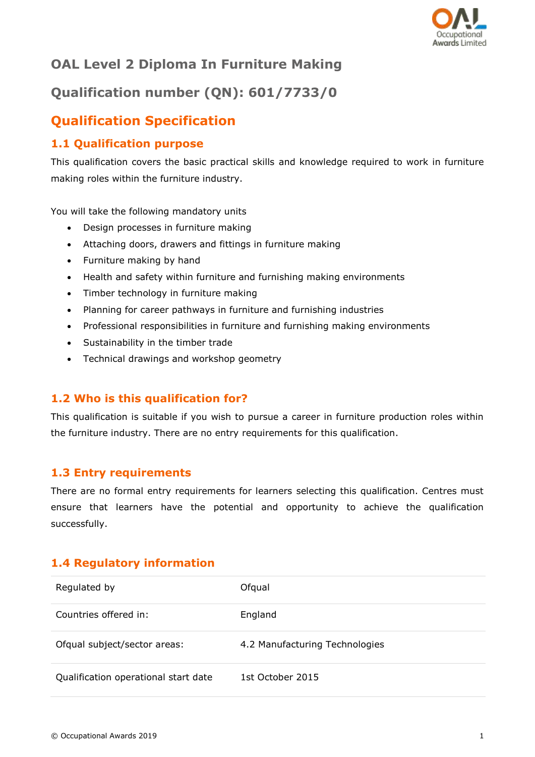# OAL Level 2 Diploma In Furniture Making

## Qualification number (QN): 601/7733/0

## Qualification Specification

### 1.1 Qualification purpose

This qualification covers the basic practical skills and knowledge required to work in furniture making roles within the furniture industry.

You will take the following mandatory units

- Design processes in furniture making
- Attaching doors, drawers and fittings in furniture making
- Furniture making by hand
- Health and safety within furniture and furnishing making environments
- Timber technology in furniture making
- Planning for career pathways in furniture and furnishing industries
- Professional responsibilities in furniture and furnishing making environments
- Sustainability in the timber trade
- Technical drawings and workshop geometry

### 1.2 Who is this qualification for?

This qualification is suitable if you wish to pursue a career in furniture production roles within the furniture industry. There are no entry requirements for this qualification.

### 1.3 Entry requirements

There are no formal entry requirements for learners selecting this qualification. Centres must ensure that learners have the potential and opportunity to achieve the qualification successfully.

### 1.4 Regulatory information

| | |
|---|---|
| Regulated by | Ofqual |
| Countries offered in: | England |
| Ofqual subject/sector areas: | 4.2 Manufacturing Technologies |
| Qualification operational start date | 1st October 2015 |

© Occupational Awards 2019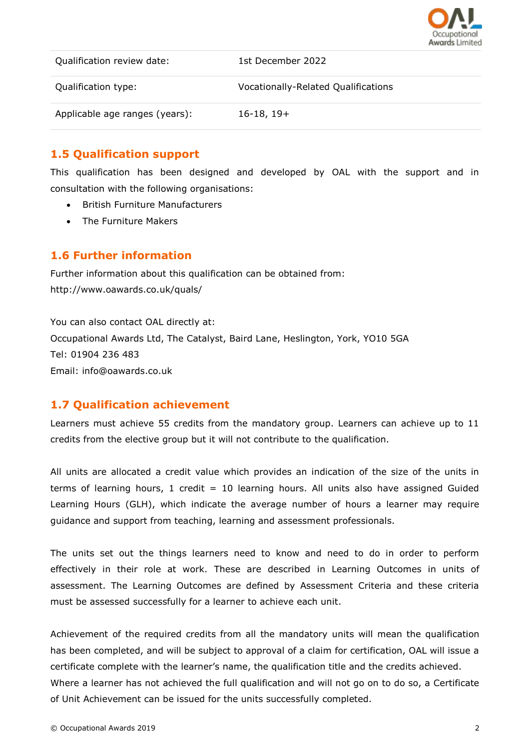| | |
|---|---|
| Qualification review date: | 1st December 2022 |
| Qualification type: | Vocationally-Related Qualifications |
| Applicable age ranges (years): | 16-18, 19+ |

## 1.5 Qualification support

This qualification has designed and developed by OAL with the support and in consultation with the following organisations:

- British Furniture Manufacturers
- The Furniture Makers

## 1.6 Further information

Further information about this qualification can be obtained from:
http://www.oawards.co.uk/quals/

You can also contact OAL directly at:
Occupational Awards Ltd, The Catalyst, Baird Lane, Heslington, York, YO10 5GA
Tel: 01904 236 483
Email: info@oawards.co.uk

## 1.7 Qualification achievement

Learners must achieve 55 credits from the mandatory group. Learners can achieve up to 11 credits from the elective group but it will not contribute to the qualification.

All units are allocated a credit value which provides an indication of the size of the units in terms of learning hours, 1 credit = 10 learning hours. All units also have assigned Guided Learning Hours (GLH), which indicate the average number of hours a learner may require guidance and support from teaching, learning and assessment professionals.

The units set out the things learners need to know and need to do in order to perform effectively in their role at work. These are described in Learning Outcomes in units of assessment. The Learning Outcomes are defined by Assessment Criteria and these criteria must be assessed successfully for a learner to achieve each unit.

Achievement of the required credits from all the mandatory units will mean the qualification has been completed, and will be subject to approval of a claim for certification, OAL will issue a certificate complete with the learner's name, the qualification title and the credits achieved. Where a learner has not achieved the full qualification and will not go on to do so, a Certificate of Unit Achievement can be issued for the units successfully completed.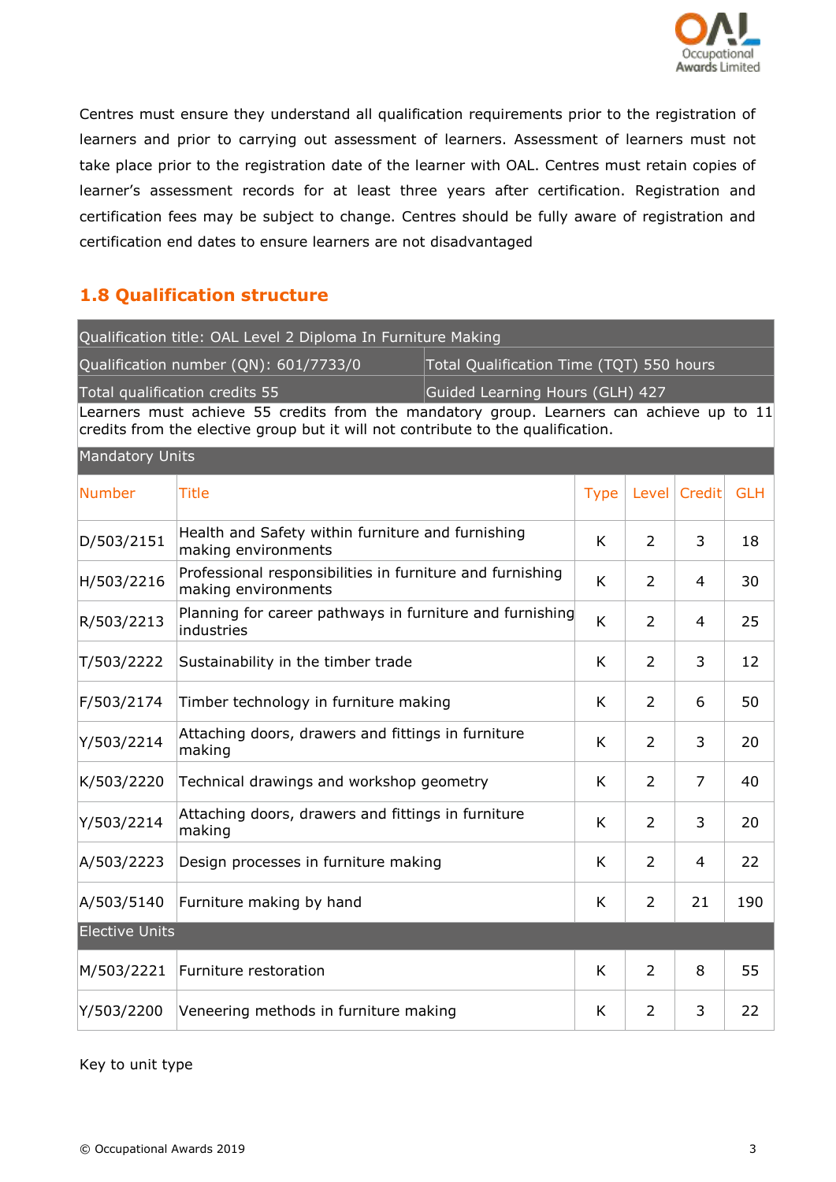Centres must ensure they understand all qualification requirements prior to the registration of learners and prior to carrying out assessment of learners. Assessment of learners must not take place prior to the registration date of the learner with OAL. Centres must retain copies of learner's assessment records for at least three years after certification. Registration and certification fees may be subject to change. Centres should be fully aware of registration and certification end dates to ensure learners are not disadvantaged

## 1.8 Qualification structure

| Qualification title: OAL Level 2 Diploma In Furniture Making | | | | | |
|---|---|---|---|---|---|
| Qualification number (QN): 601/7733/0 | | Total Qualification Time (TQT) 550 hours | | | |
| Total qualification credits 55 | | Guided Learning Hours (GLH) 427 | | | |
| Learners must achieve 55 credits from the mandatory group. Learners can achieve up to 11 credits from the elective group but it will not contribute to the qualification. | | | | | |
| Mandatory Units | | | | | |
| Number | Title | Type | Level | Credit | GLH |
| D/503/2151 | Health and Safety within furniture and furnishing making environments | K | 2 | 3 | 18 |
| H/503/2216 | Professional responsibilities in furniture and furnishing making environments | K | 2 | 4 | 30 |
| R/503/2213 | Planning for career pathways in furniture and furnishing industries | K | 2 | 4 | 25 |
| T/503/2222 | Sustainability in the timber trade | K | 2 | 3 | 12 |
| F/503/2174 | Timber technology in furniture making | K | 2 | 6 | 50 |
| Y/503/2214 | Attaching doors, drawers and fittings in furniture making | K | 2 | 3 | 20 |
| K/503/2220 | Technical drawings and workshop geometry | K | 2 | 7 | 40 |
| Y/503/2214 | Attaching doors, drawers and fittings in furniture making | K | 2 | 3 | 20 |
| A/503/2223 | Design processes in furniture making | K | 2 | 4 | 22 |
| A/503/5140 | Furniture making by hand | K | 2 | 21 | 190 |
| Elective Units | | | | | |
| M/503/2221 | Furniture restoration | K | 2 | 8 | 55 |
| Y/503/2200 | Veneering methods in furniture making | K | 2 | 3 | 22 |

Key to unit type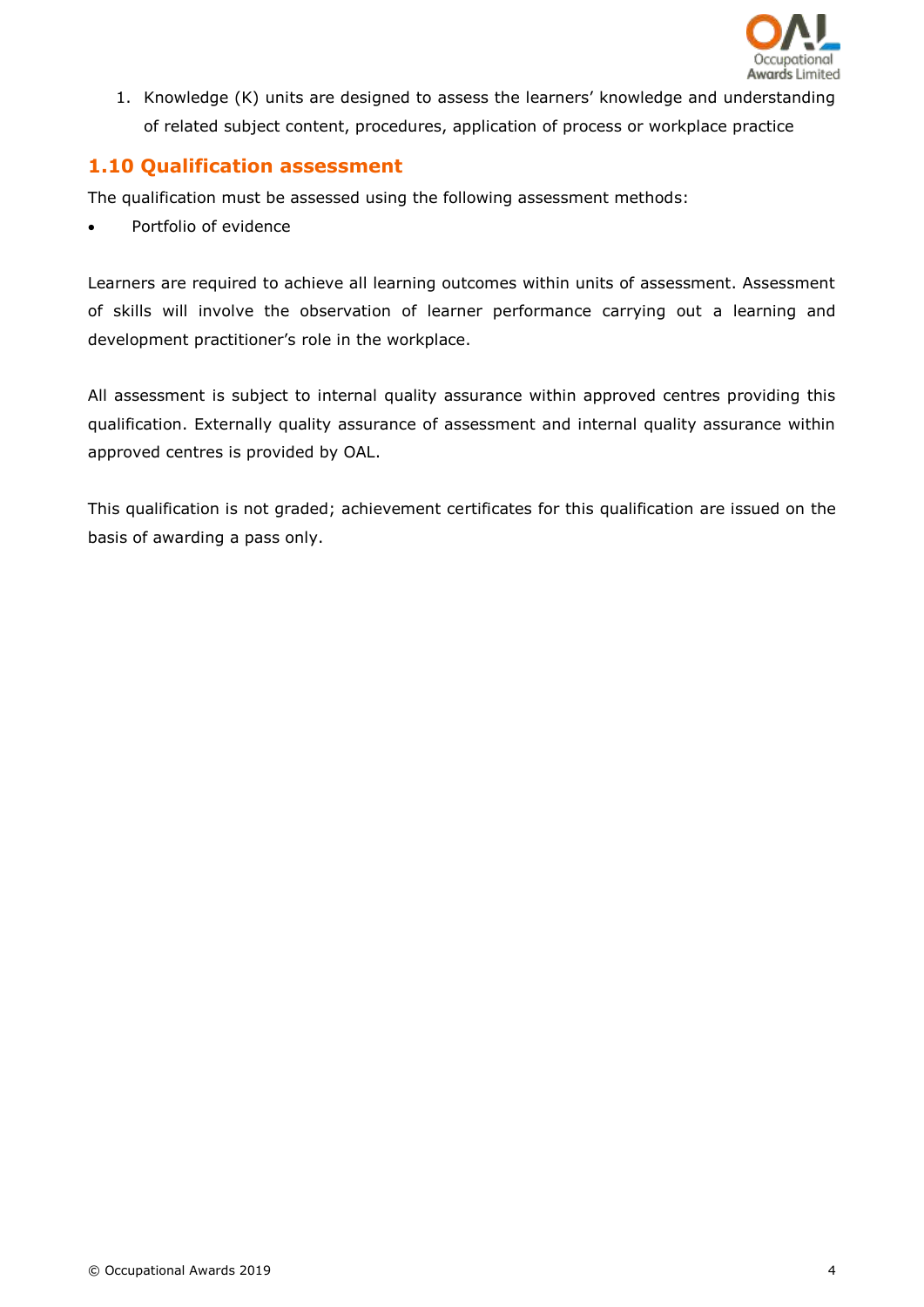1. Knowledge (K) units are designed to assess the learners' knowledge and understanding of related subject content, procedures, application of process or workplace practice

## 1.10 Qualification assessment

The qualification must be assessed using the following assessment methods:

- Portfolio of evidence

Learners are required to achieve all learning outcomes within units of assessment. Assessment of skills will involve the observation of learner performance carrying out a learning and development practitioner's role in the workplace.

All assessment is subject to internal quality assurance within approved centres providing this qualification. Externally quality assurance of assessment and internal quality assurance within approved centres is provided by OAL.

This qualification is not graded; achievement certificates for this qualification are issued on the basis of awarding a pass only.